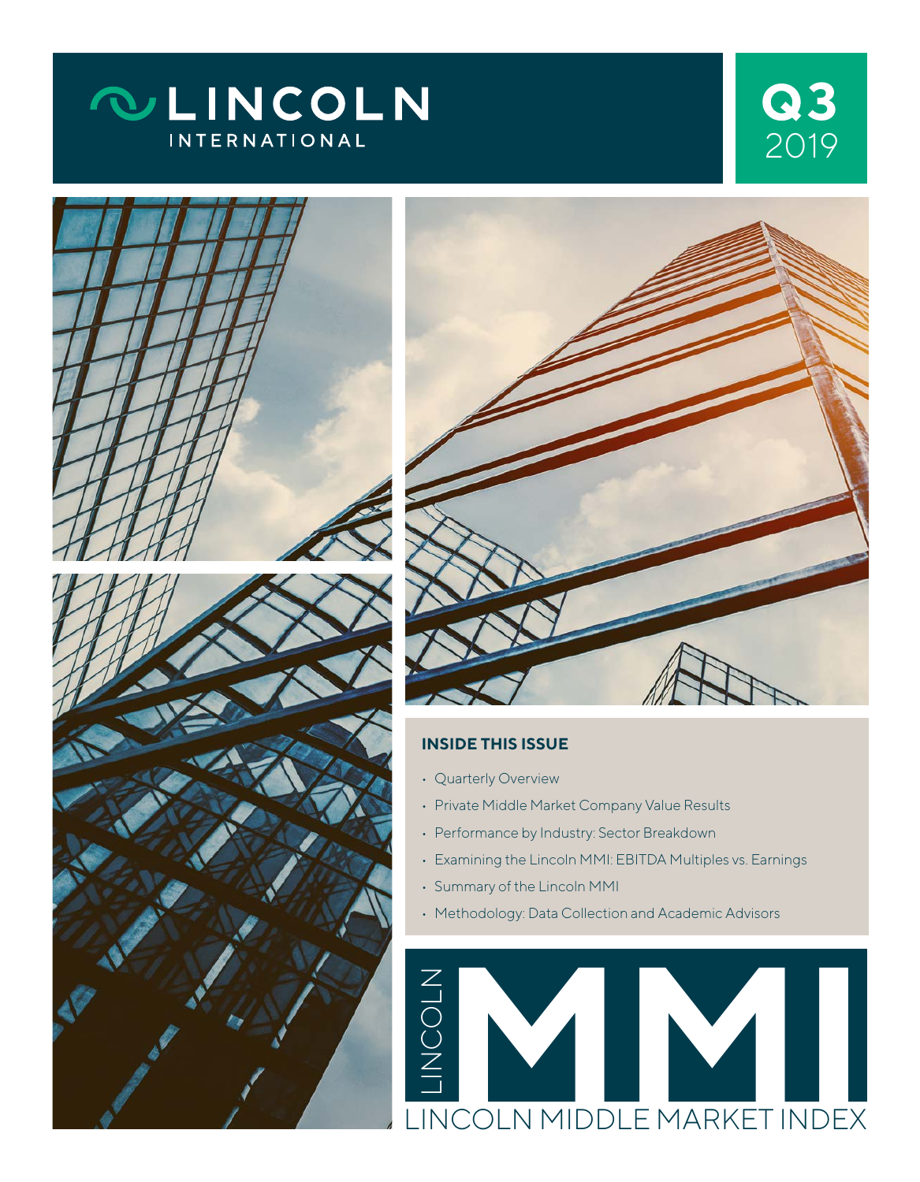# LINCOLN INTERNATIONAL

**Q3** 2019

## INSIDE THIS ISSUE

- Quarterly Overview
- Private Middle Market Company Value Results
- Performance by Industry: Sector Breakdown
- Examining the Lincoln MMI: EBITDA Multiples vs. Earnings
- Summary of the Lincoln MMI
- Methodology: Data Collection and Academic Advisors

# LINCOLN MMI

LINCOLN MIDDLE MARKET INDEX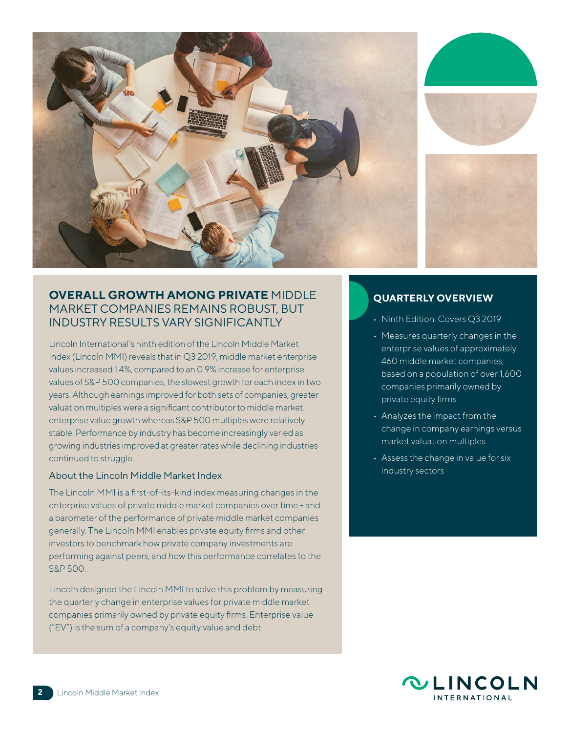## OVERALL GROWTH AMONG PRIVATE MIDDLE MARKET COMPANIES REMAINS ROBUST, BUT INDUSTRY RESULTS VARY SIGNIFICANTLY

Lincoln International's ninth edition of the Lincoln Middle Market Index (Lincoln MMI) reveals that in Q3 2019, middle market enterprise values increased 1.4%, compared to an 0.9% increase for enterprise values of S&P 500 companies, the slowest growth for each index in two years. Although earnings improved for both sets of companies, greater valuation multiples were a significant contributor to middle market enterprise value growth whereas S&P 500 multiples were relatively stable. Performance by industry has become increasingly varied as growing industries improved at greater rates while declining industries continued to struggle.

### About the Lincoln Middle Market Index

The Lincoln MMI is a first-of-its-kind index measuring changes in the enterprise values of private middle market companies over time - and a barometer of the performance of private middle market companies generally. The Lincoln MMI enables private equity firms and other investors to benchmark how private company investments are performing against peers, and how this performance correlates to the S&P 500.

Lincoln designed the Lincoln MMI to solve this problem by measuring the quarterly change in enterprise values for private middle market companies primarily owned by private equity firms. Enterprise value ("EV") is the sum of a company's equity value and debt.

### QUARTERLY OVERVIEW

- Ninth Edition: Covers Q3 2019
- Measures quarterly changes in the enterprise values of approximately 460 middle market companies, based on a population of over 1,600 companies primarily owned by private equity firms
- Analyzes the impact from the change in company earnings versus market valuation multiples
- Assess the change in value for six industry sectors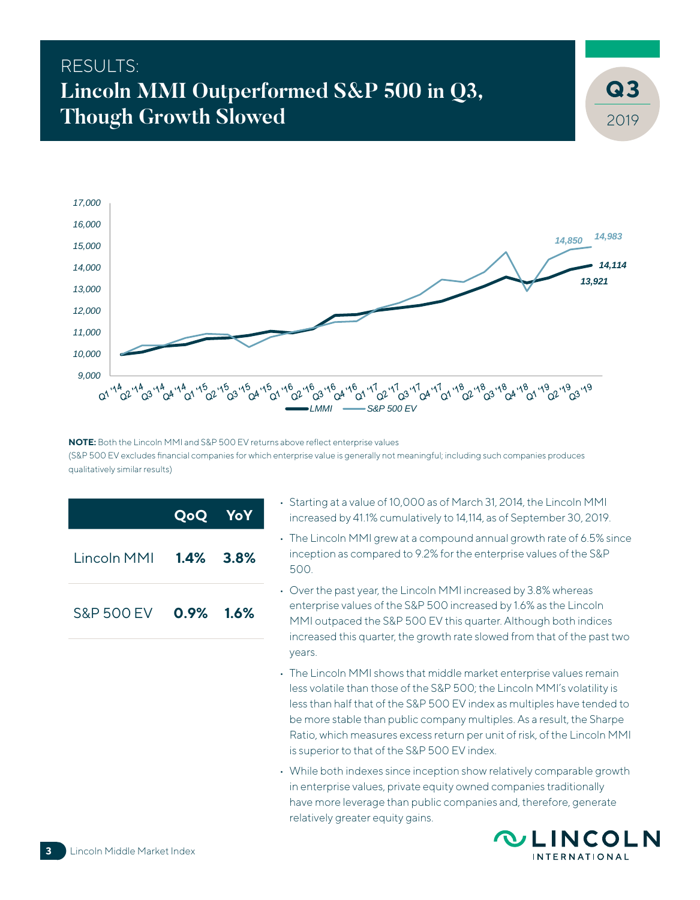RESULTS:

# Lincoln MMI Outperformed S&P 500 in Q3, Though Growth Slowed

**Q3** 2019

**NOTE:** Both the Lincoln MMI and S&P 500 EV returns above reflect enterprise values (S&P 500 EV excludes financial companies for which enterprise value is generally not meaningful; including such companies produces qualitatively similar results)

| | QoQ | YoY |
|---|---|---|
| Lincoln MMI | **1.4%** | **3.8%** |
| S&P 500 EV | **0.9%** | **1.6%** |

- Starting at a value of 10,000 as of March 31, 2014, the Lincoln MMI increased by 41.1% cumulatively to 14,114, as of September 30, 2019.
- The Lincoln MMI grew at a compound annual growth rate of 6.5% since inception as compared to 9.2% for the enterprise values of the S&P 500.
- Over the past year, the Lincoln MMI increased by 3.8% whereas enterprise values of the S&P 500 increased by 1.6% as the Lincoln MMI outpaced the S&P 500 EV this quarter. Although both indices increased this quarter, the growth rate slowed from that of the past two years.
- The Lincoln MMI shows that middle market enterprise values remain less volatile than those of the S&P 500; the Lincoln MMI's volatility is less than half that of the S&P 500 EV index as multiples have tended to be more stable than public company multiples. As a result, the Sharpe Ratio, which measures excess return per unit of risk, of the Lincoln MMI is superior to that of the S&P 500 EV index.
- While both indexes since inception show relatively comparable growth in enterprise values, private equity owned companies traditionally have more leverage than public companies and, therefore, generate relatively greater equity gains.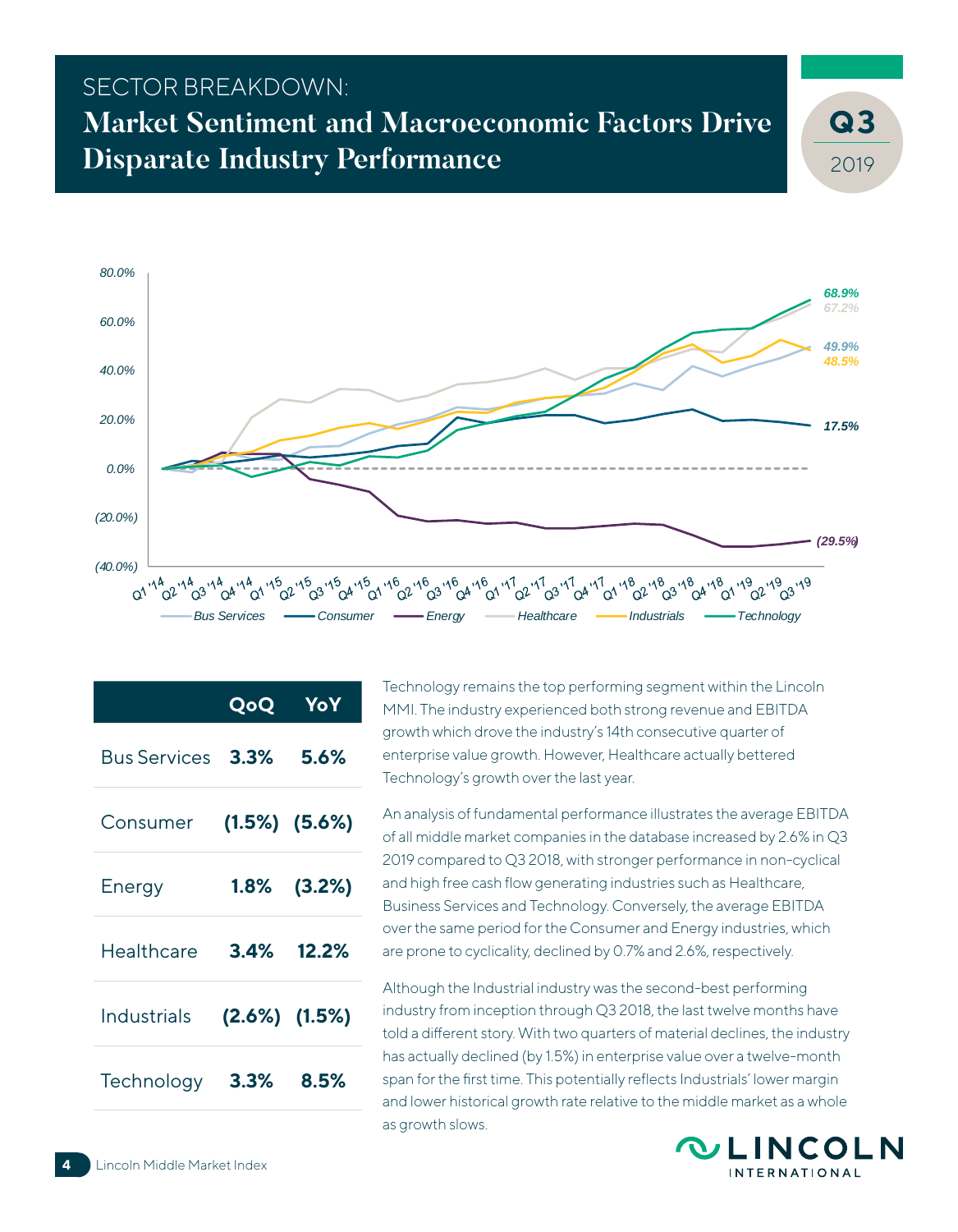SECTOR BREAKDOWN:

# Market Sentiment and Macroeconomic Factors Drive Disparate Industry Performance

Q3 2019

| | QoQ | YoY |
|---|---|---|
| Bus Services | 3.3% | 5.6% |
| Consumer | (1.5%) | (5.6%) |
| Energy | 1.8% | (3.2%) |
| Healthcare | 3.4% | 12.2% |
| Industrials | (2.6%) | (1.5%) |
| Technology | 3.3% | 8.5% |

Technology remains the top performing segment within the Lincoln MMI. The industry experienced both strong revenue and EBITDA growth which drove the industry's 14th consecutive quarter of enterprise value growth. However, Healthcare actually bettered Technology's growth over the last year.

An analysis of fundamental performance illustrates the average EBITDA of all middle market companies in the database increased by 2.6% in Q3 2019 compared to Q3 2018, with stronger performance in non-cyclical and high free cash flow generating industries such as Healthcare, Business Services and Technology. Conversely, the average EBITDA over the same period for the Consumer and Energy industries, which are prone to cyclicality, declined by 0.7% and 2.6%, respectively.

Although the Industrial industry was the second-best performing industry from inception through Q3 2018, the last twelve months have told a different story. With two quarters of material declines, the industry has actually declined (by 1.5%) in enterprise value over a twelve-month span for the first time. This potentially reflects Industrials' lower margin and lower historical growth rate relative to the middle market as a whole as growth slows.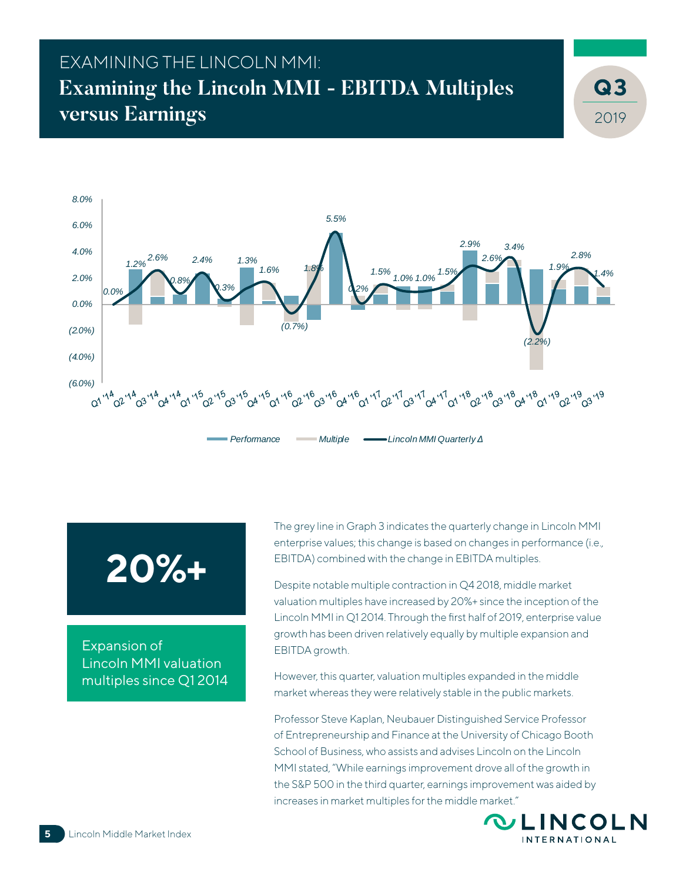# EXAMINING THE LINCOLN MMI:

## Examining the Lincoln MMI - EBITDA Multiples versus Earnings

Q3 2019

| Quarter | Lincoln MMI Quarterly Δ |
|---|---|
| Q1 '14 | 0.0% |
| Q2 '14 | 1.2% |
| Q3 '14 | 2.6% |
| Q4 '14 | 0.8% |
| Q1 '15 | 2.4% |
| Q2 '15 | 0.3% |
| Q3 '15 | 1.3% |
| Q4 '15 | 1.6% |
| Q1 '16 | (0.7%) |
| Q2 '16 | 1.8% |
| Q3 '16 | 5.5% |
| Q4 '16 | 0.2% |
| Q1 '17 | 1.5% |
| Q2 '17 | 1.0% |
| Q3 '17 | 1.0% |
| Q4 '17 | 1.5% |
| Q1 '18 | 2.9% |
| Q2 '18 | 2.6% |
| Q3 '18 | 3.4% |
| Q4 '18 | (2.2%) |
| Q1 '19 | 1.9% |
| Q2 '19 | 2.8% |
| Q3 '19 | 1.4% |

*Performance* | *Multiple* | *Lincoln MMI Quarterly Δ*

**20%+**

Expansion of Lincoln MMI valuation multiples since Q1 2014

The grey line in Graph 3 indicates the quarterly change in Lincoln MMI enterprise values; this change is based on changes in performance (i.e., EBITDA) combined with the change in EBITDA multiples.

Despite notable multiple contraction in Q4 2018, middle market valuation multiples have increased by 20%+ since the inception of the Lincoln MMI in Q1 2014. Through the first half of 2019, enterprise value growth has been driven relatively equally by multiple expansion and EBITDA growth.

However, this quarter, valuation multiples expanded in the middle market whereas they were relatively stable in the public markets.

Professor Steve Kaplan, Neubauer Distinguished Service Professor of Entrepreneurship and Finance at the University of Chicago Booth School of Business, who assists and advises Lincoln on the Lincoln MMI stated, "While earnings improvement drove all of the growth in the S&P 500 in the third quarter, earnings improvement was aided by increases in market multiples for the middle market."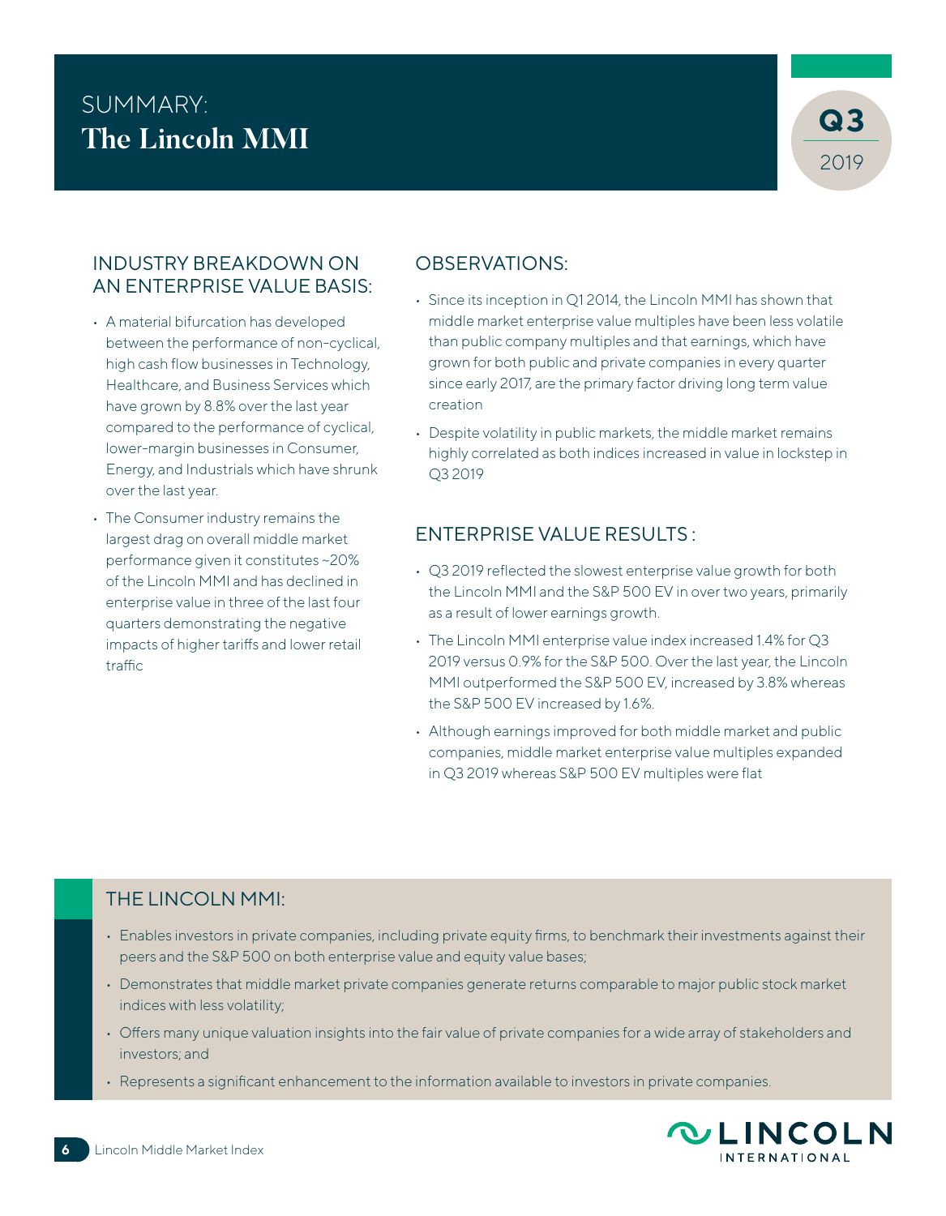# SUMMARY: The Lincoln MMI

**Q3** 2019

## INDUSTRY BREAKDOWN ON AN ENTERPRISE VALUE BASIS:

- A material bifurcation has developed between the performance of non-cyclical, high cash flow businesses in Technology, Healthcare, and Business Services which have grown by 8.8% over the last year compared to the performance of cyclical, lower-margin businesses in Consumer, Energy, and Industrials which have shrunk over the last year.
- The Consumer industry remains the largest drag on overall middle market performance given it constitutes ~20% of the Lincoln MMI and has declined in enterprise value in three of the last four quarters demonstrating the negative impacts of higher tariffs and lower retail traffic

## OBSERVATIONS:

- Since its inception in Q1 2014, the Lincoln MMI has shown that middle market enterprise value multiples have been less volatile than public company multiples and that earnings, which have grown for both public and private companies in every quarter since early 2017, are the primary factor driving long term value creation
- Despite volatility in public markets, the middle market remains highly correlated as both indices increased in value in lockstep in Q3 2019

## ENTERPRISE VALUE RESULTS :

- Q3 2019 reflected the slowest enterprise value growth for both the Lincoln MMI and the S&P 500 EV in over two years, primarily as a result of lower earnings growth.
- The Lincoln MMI enterprise value index increased 1.4% for Q3 2019 versus 0.9% for the S&P 500. Over the last year, the Lincoln MMI outperformed the S&P 500 EV, increased by 3.8% whereas the S&P 500 EV increased by 1.6%.
- Although earnings improved for both middle market and public companies, middle market enterprise value multiples expanded in Q3 2019 whereas S&P 500 EV multiples were flat

## THE LINCOLN MMI:

- Enables investors in private companies, including private equity firms, to benchmark their investments against their peers and the S&P 500 on both enterprise value and equity value bases;
- Demonstrates that middle market private companies generate returns comparable to major public stock market indices with less volatility;
- Offers many unique valuation insights into the fair value of private companies for a wide array of stakeholders and investors; and
- Represents a significant enhancement to the information available to investors in private companies.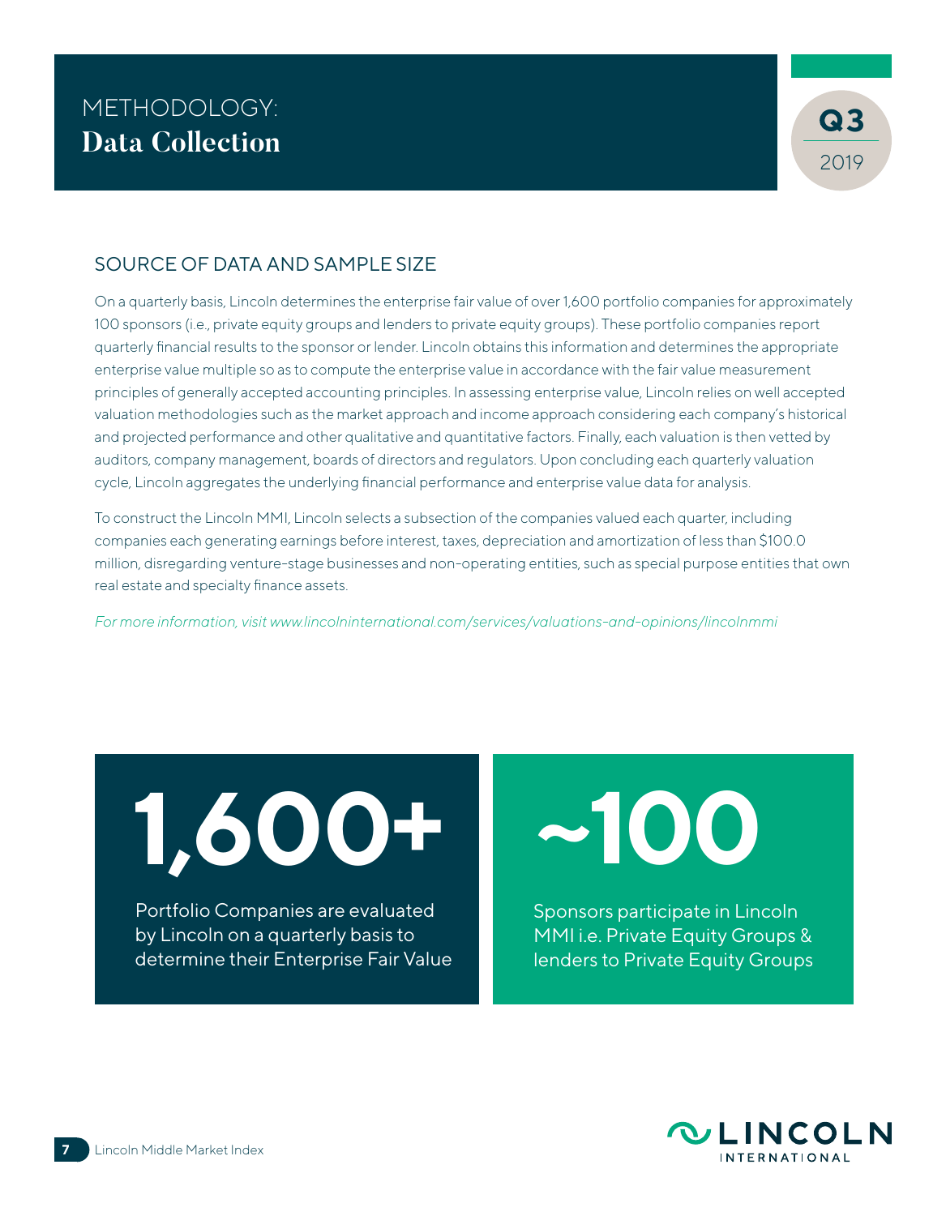# METHODOLOGY: Data Collection

Q3 2019

## SOURCE OF DATA AND SAMPLE SIZE

On a quarterly basis, Lincoln determines the enterprise fair value of over 1,600 portfolio companies for approximately 100 sponsors (i.e., private equity groups and lenders to private equity groups). These portfolio companies report quarterly financial results to the sponsor or lender. Lincoln obtains this information and determines the appropriate enterprise value multiple so as to compute the enterprise value in accordance with the fair value measurement principles of generally accepted accounting principles. In assessing enterprise value, Lincoln relies on well accepted valuation methodologies such as the market approach and income approach considering each company's historical and projected performance and other qualitative and quantitative factors. Finally, each valuation is then vetted by auditors, company management, boards of directors and regulators. Upon concluding each quarterly valuation cycle, Lincoln aggregates the underlying financial performance and enterprise value data for analysis.

To construct the Lincoln MMI, Lincoln selects a subsection of the companies valued each quarter, including companies each generating earnings before interest, taxes, depreciation and amortization of less than $100.0 million, disregarding venture-stage businesses and non-operating entities, such as special purpose entities that own real estate and specialty finance assets.

*For more information, visit www.lincolninternational.com/services/valuations-and-opinions/lincolnmmi*

**1,600+**

Portfolio Companies are evaluated by Lincoln on a quarterly basis to determine their Enterprise Fair Value

**~100**

Sponsors participate in Lincoln MMI i.e. Private Equity Groups & lenders to Private Equity Groups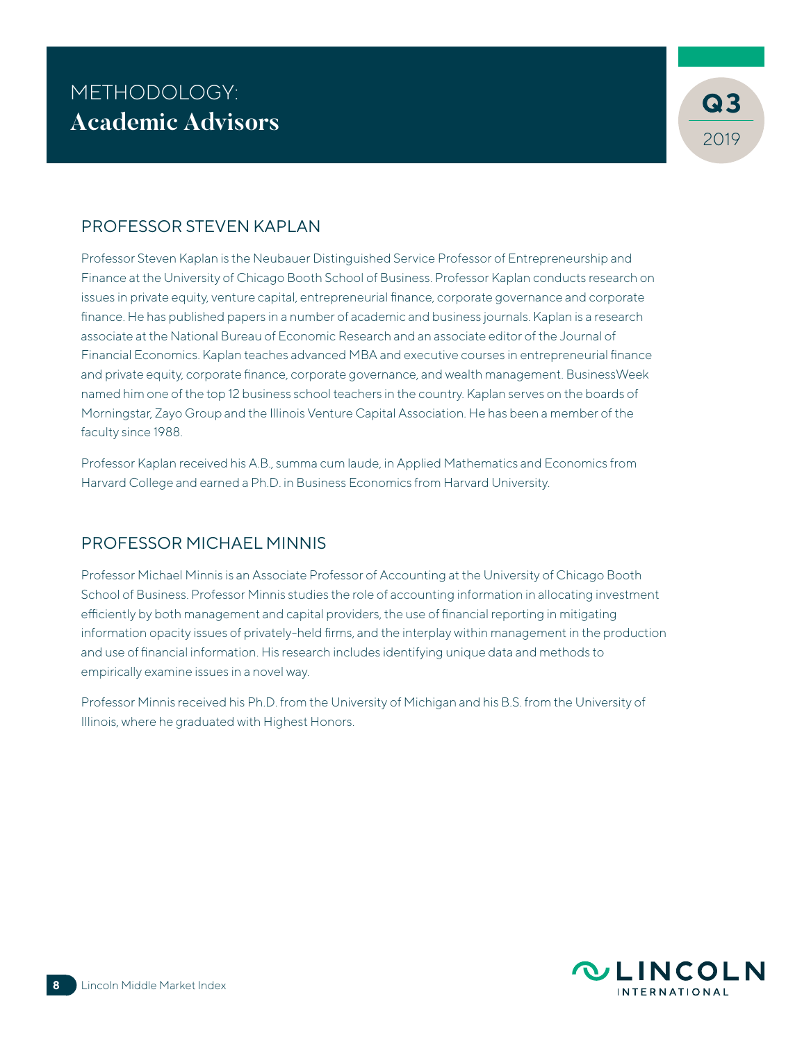# METHODOLOGY: Academic Advisors

## PROFESSOR STEVEN KAPLAN

Professor Steven Kaplan is the Neubauer Distinguished Service Professor of Entrepreneurship and Finance at the University of Chicago Booth School of Business. Professor Kaplan conducts research on issues in private equity, venture capital, entrepreneurial finance, corporate governance and corporate finance. He has published papers in a number of academic and business journals. Kaplan is a research associate at the National Bureau of Economic Research and an associate editor of the Journal of Financial Economics. Kaplan teaches advanced MBA and executive courses in entrepreneurial finance and private equity, corporate finance, corporate governance, and wealth management. BusinessWeek named him one of the top 12 business school teachers in the country. Kaplan serves on the boards of Morningstar, Zayo Group and the Illinois Venture Capital Association. He has been a member of the faculty since 1988.

Professor Kaplan received his A.B., summa cum laude, in Applied Mathematics and Economics from Harvard College and earned a Ph.D. in Business Economics from Harvard University.

## PROFESSOR MICHAEL MINNIS

Professor Michael Minnis is an Associate Professor of Accounting at the University of Chicago Booth School of Business. Professor Minnis studies the role of accounting information in allocating investment efficiently by both management and capital providers, the use of financial reporting in mitigating information opacity issues of privately-held firms, and the interplay within management in the production and use of financial information. His research includes identifying unique data and methods to empirically examine issues in a novel way.

Professor Minnis received his Ph.D. from the University of Michigan and his B.S. from the University of Illinois, where he graduated with Highest Honors.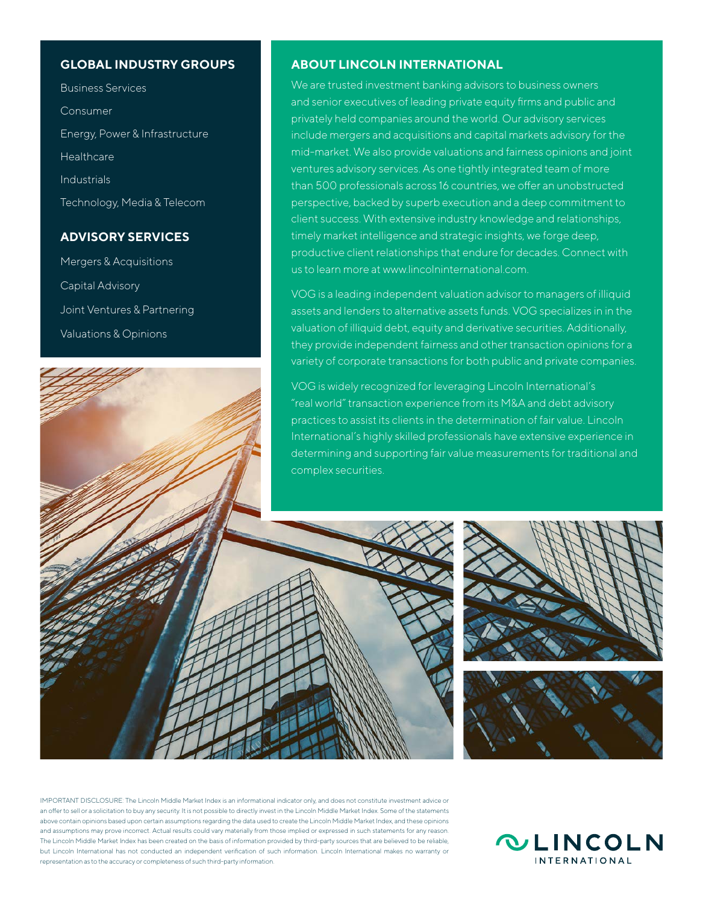## GLOBAL INDUSTRY GROUPS

Business Services

Consumer

Energy, Power & Infrastructure

Healthcare

Industrials

Technology, Media & Telecom

## ADVISORY SERVICES

Mergers & Acquisitions

Capital Advisory

Joint Ventures & Partnering

Valuations & Opinions

## ABOUT LINCOLN INTERNATIONAL

We are trusted investment banking advisors to business owners and senior executives of leading private equity firms and public and privately held companies around the world. Our advisory services include mergers and acquisitions and capital markets advisory for the mid-market. We also provide valuations and fairness opinions and joint ventures advisory services. As one tightly integrated team of more than 500 professionals across 16 countries, we offer an unobstructed perspective, backed by superb execution and a deep commitment to client success. With extensive industry knowledge and relationships, timely market intelligence and strategic insights, we forge deep, productive client relationships that endure for decades. Connect with us to learn more at www.lincolninternational.com.

VOG is a leading independent valuation advisor to managers of illiquid assets and lenders to alternative assets funds. VOG specializes in in the valuation of illiquid debt, equity and derivative securities. Additionally, they provide independent fairness and other transaction opinions for a variety of corporate transactions for both public and private companies.

VOG is widely recognized for leveraging Lincoln International's "real world" transaction experience from its M&A and debt advisory practices to assist its clients in the determination of fair value. Lincoln International's highly skilled professionals have extensive experience in determining and supporting fair value measurements for traditional and complex securities.

IMPORTANT DISCLOSURE: The Lincoln Middle Market Index is an informational indicator only, and does not constitute investment advice or an offer to sell or a solicitation to buy any security. It is not possible to directly invest in the Lincoln Middle Market Index. Some of the statements above contain opinions based upon certain assumptions regarding the data used to create the Lincoln Middle Market Index, and these opinions and assumptions may prove incorrect. Actual results could vary materially from those implied or expressed in such statements for any reason. The Lincoln Middle Market Index has been created on the basis of information provided by third-party sources that are believed to be reliable, but Lincoln International has not conducted an independent verification of such information. Lincoln International makes no warranty or representation as to the accuracy or completeness of such third-party information.

LINCOLN INTERNATIONAL